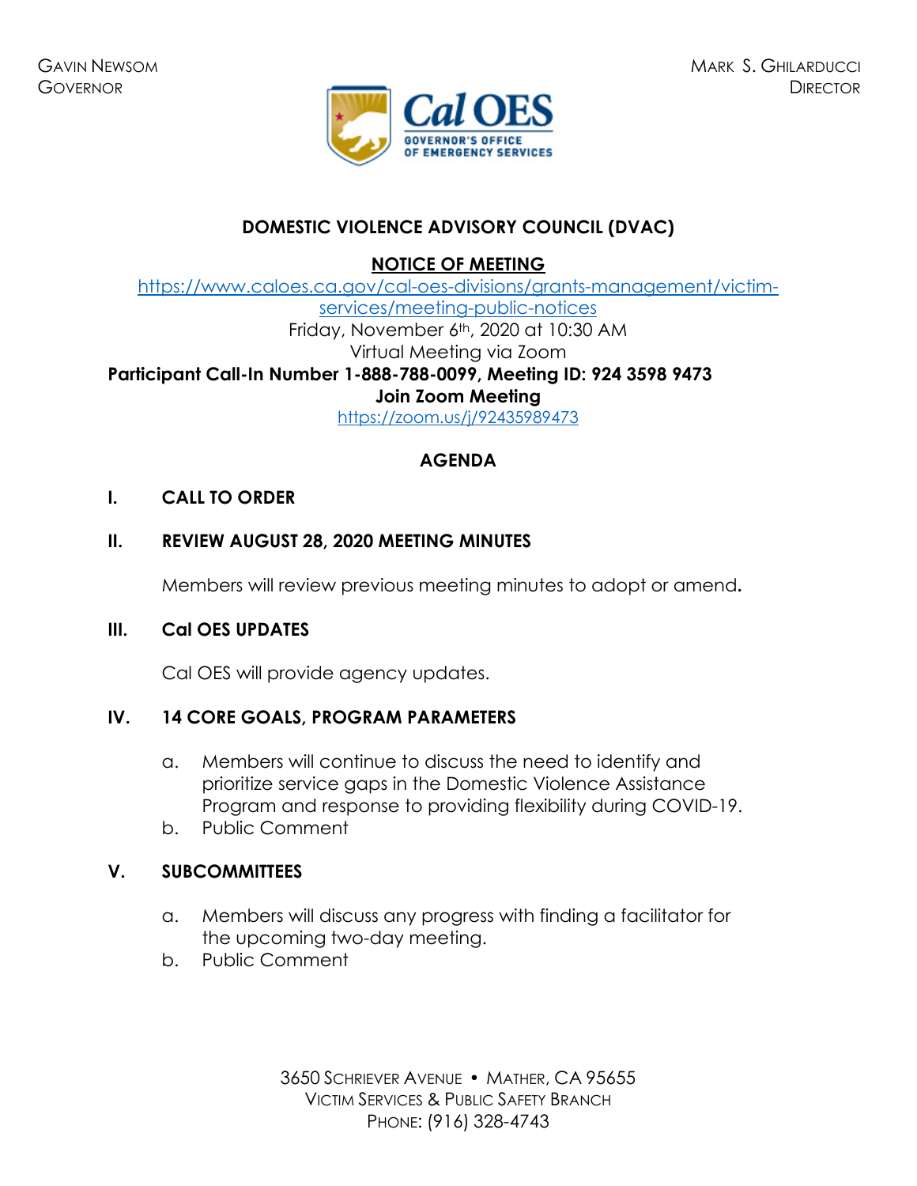GAVIN NEWSOM
GOVERNOR

MARK S. GHILARDUCCI
DIRECTOR

Cal OES
GOVERNOR'S OFFICE
OF EMERGENCY SERVICES

# DOMESTIC VIOLENCE ADVISORY COUNCIL (DVAC)

**NOTICE OF MEETING**

https://www.caloes.ca.gov/cal-oes-divisions/grants-management/victim-services/meeting-public-notices

Friday, November 6th, 2020 at 10:30 AM

Virtual Meeting via Zoom

**Participant Call-In Number 1-888-788-0099, Meeting ID: 924 3598 9473**

**Join Zoom Meeting**

https://zoom.us/j/92435989473

## AGENDA

**I. CALL TO ORDER**

**II. REVIEW AUGUST 28, 2020 MEETING MINUTES**

Members will review previous meeting minutes to adopt or amend**.**

**III. Cal OES UPDATES**

Cal OES will provide agency updates.

**IV. 14 CORE GOALS, PROGRAM PARAMETERS**

a. Members will continue to discuss the need to identify and prioritize service gaps in the Domestic Violence Assistance Program and response to providing flexibility during COVID-19.
b. Public Comment

**V. SUBCOMMITTEES**

a. Members will discuss any progress with finding a facilitator for the upcoming two-day meeting.
b. Public Comment

3650 SCHRIEVER AVENUE • MATHER, CA 95655
VICTIM SERVICES & PUBLIC SAFETY BRANCH
PHONE: (916) 328-4743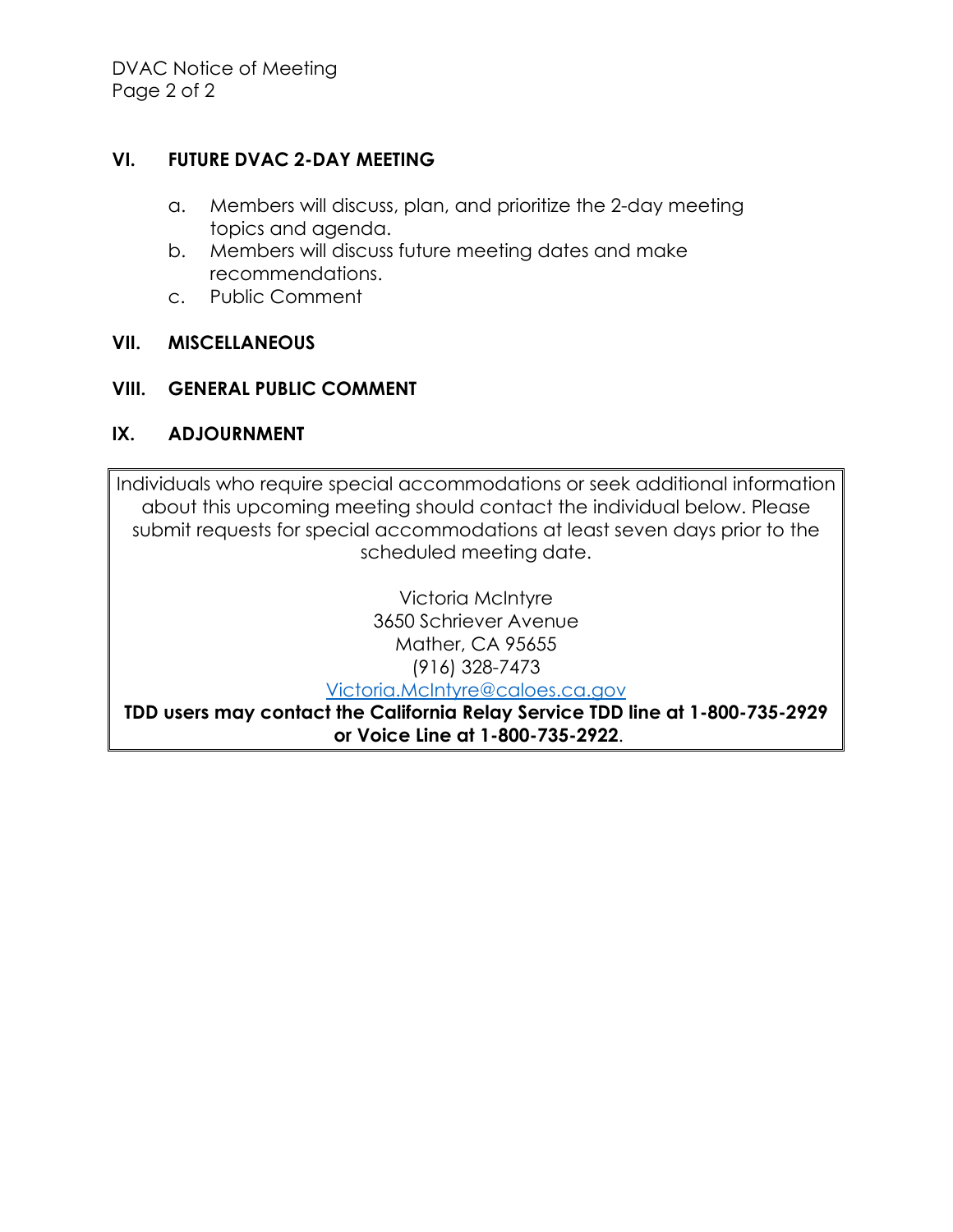## VI. FUTURE DVAC 2-DAY MEETING

a. Members will discuss, plan, and prioritize the 2-day meeting topics and agenda.
b. Members will discuss future meeting dates and make recommendations.
c. Public Comment

## VII. MISCELLANEOUS

## VIII. GENERAL PUBLIC COMMENT

## IX. ADJOURNMENT

Individuals who require special accommodations or seek additional information about this upcoming meeting should contact the individual below. Please submit requests for special accommodations at least seven days prior to the scheduled meeting date.

Victoria McIntyre
3650 Schriever Avenue
Mather, CA 95655
(916) 328-7473
Victoria.McIntyre@caloes.ca.gov

**TDD users may contact the California Relay Service TDD line at 1-800-735-2929 or Voice Line at 1-800-735-2922**.